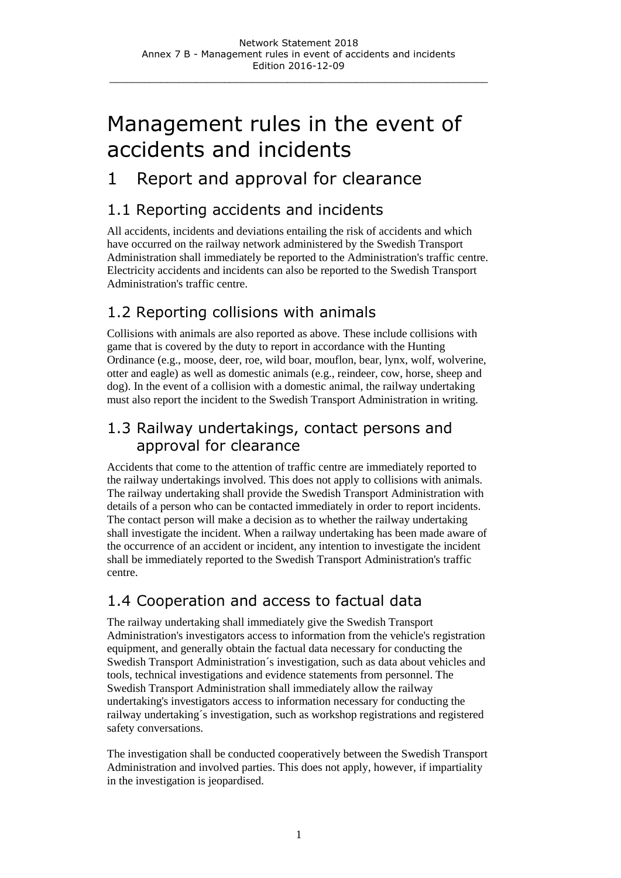# Management rules in the event of accidents and incidents

## 1 Report and approval for clearance

### 1.1 Reporting accidents and incidents

All accidents, incidents and deviations entailing the risk of accidents and which have occurred on the railway network administered by the Swedish Transport Administration shall immediately be reported to the Administration's traffic centre. Electricity accidents and incidents can also be reported to the Swedish Transport Administration's traffic centre.

### 1.2 Reporting collisions with animals

Collisions with animals are also reported as above. These include collisions with game that is covered by the duty to report in accordance with the Hunting Ordinance (e.g., moose, deer, roe, wild boar, mouflon, bear, lynx, wolf, wolverine, otter and eagle) as well as domestic animals (e.g., reindeer, cow, horse, sheep and dog). In the event of a collision with a domestic animal, the railway undertaking must also report the incident to the Swedish Transport Administration in writing.

### 1.3 Railway undertakings, contact persons and approval for clearance

Accidents that come to the attention of traffic centre are immediately reported to the railway undertakings involved. This does not apply to collisions with animals. The railway undertaking shall provide the Swedish Transport Administration with details of a person who can be contacted immediately in order to report incidents. The contact person will make a decision as to whether the railway undertaking shall investigate the incident. When a railway undertaking has been made aware of the occurrence of an accident or incident, any intention to investigate the incident shall be immediately reported to the Swedish Transport Administration's traffic centre.

### 1.4 Cooperation and access to factual data

The railway undertaking shall immediately give the Swedish Transport Administration's investigators access to information from the vehicle's registration equipment, and generally obtain the factual data necessary for conducting the Swedish Transport Administration´s investigation, such as data about vehicles and tools, technical investigations and evidence statements from personnel. The Swedish Transport Administration shall immediately allow the railway undertaking's investigators access to information necessary for conducting the railway undertaking´s investigation, such as workshop registrations and registered safety conversations.

The investigation shall be conducted cooperatively between the Swedish Transport Administration and involved parties. This does not apply, however, if impartiality in the investigation is jeopardised.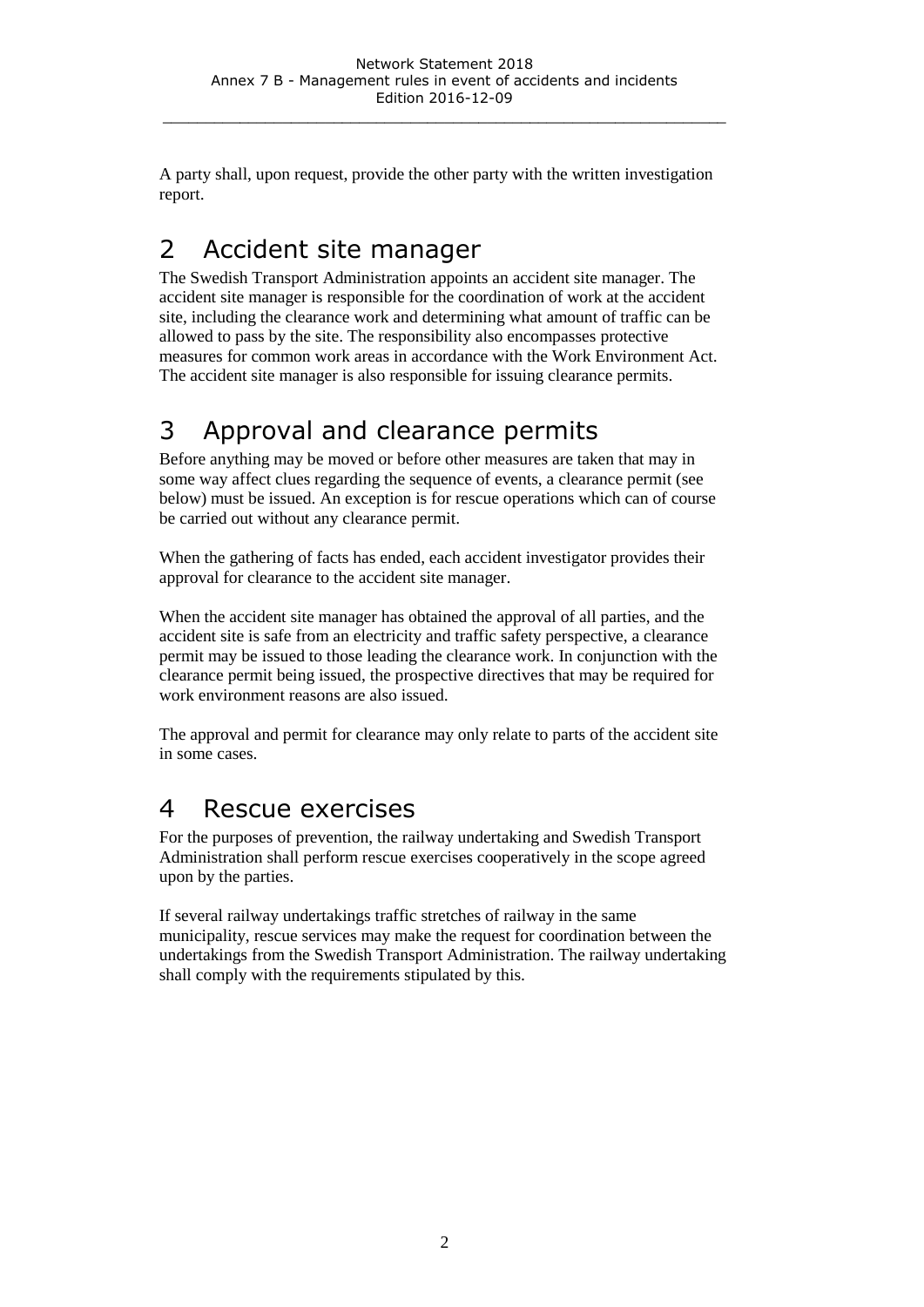A party shall, upon request, provide the other party with the written investigation report.

# 2 Accident site manager

The Swedish Transport Administration appoints an accident site manager. The accident site manager is responsible for the coordination of work at the accident site, including the clearance work and determining what amount of traffic can be allowed to pass by the site. The responsibility also encompasses protective measures for common work areas in accordance with the Work Environment Act. The accident site manager is also responsible for issuing clearance permits.

# 3 Approval and clearance permits

Before anything may be moved or before other measures are taken that may in some way affect clues regarding the sequence of events, a clearance permit (see below) must be issued. An exception is for rescue operations which can of course be carried out without any clearance permit.

When the gathering of facts has ended, each accident investigator provides their approval for clearance to the accident site manager.

When the accident site manager has obtained the approval of all parties, and the accident site is safe from an electricity and traffic safety perspective, a clearance permit may be issued to those leading the clearance work. In conjunction with the clearance permit being issued, the prospective directives that may be required for work environment reasons are also issued.

The approval and permit for clearance may only relate to parts of the accident site in some cases.

# 4 Rescue exercises

For the purposes of prevention, the railway undertaking and Swedish Transport Administration shall perform rescue exercises cooperatively in the scope agreed upon by the parties.

If several railway undertakings traffic stretches of railway in the same municipality, rescue services may make the request for coordination between the undertakings from the Swedish Transport Administration. The railway undertaking shall comply with the requirements stipulated by this.